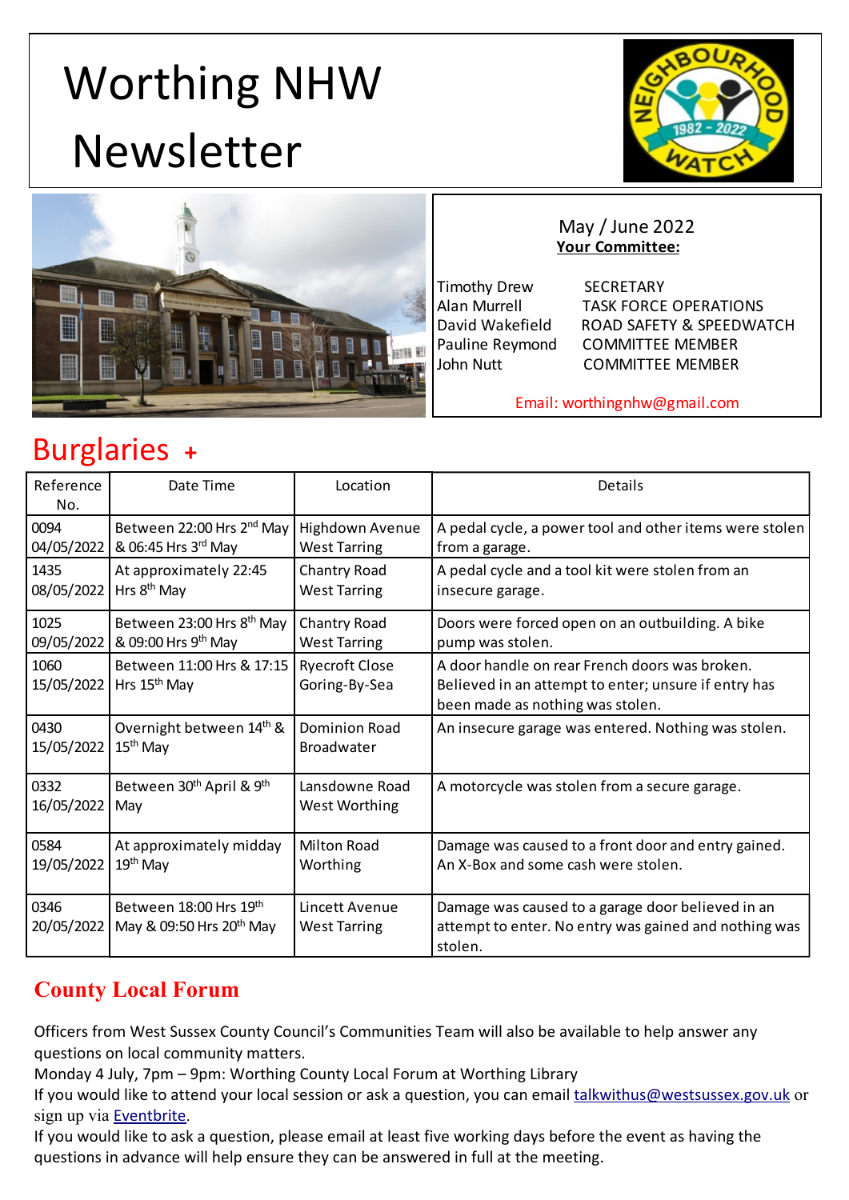# Worthing NHW Newsletter

May / June 2022

**Your Committee:**

| | |
|---|---|
| Timothy Drew | SECRETARY |
| Alan Murrell | TASK FORCE OPERATIONS |
| David Wakefield | ROAD SAFETY & SPEEDWATCH |
| Pauline Reymond | COMMITTEE MEMBER |
| John Nutt | COMMITTEE MEMBER |

Email: worthingnhw@gmail.com

## Burglaries +

| Reference No. | Date Time | Location | Details |
|---|---|---|---|
| 0094 04/05/2022 | Between 22:00 Hrs 2nd May & 06:45 Hrs 3rd May | Highdown Avenue West Tarring | A pedal cycle, a power tool and other items were stolen from a garage. |
| 1435 08/05/2022 | At approximately 22:45 Hrs 8th May | Chantry Road West Tarring | A pedal cycle and a tool kit were stolen from an insecure garage. |
| 1025 09/05/2022 | Between 23:00 Hrs 8th May & 09:00 Hrs 9th May | Chantry Road West Tarring | Doors were forced open on an outbuilding. A bike pump was stolen. |
| 1060 15/05/2022 | Between 11:00 Hrs & 17:15 Hrs 15th May | Rycroft Close Goring-By-Sea | A door handle on rear French doors was broken. Believed in an attempt to enter; unsure if entry has been made as nothing was stolen. |
| 0430 15/05/2022 | Overnight between 14th & 15th May | Dominion Road Broadwater | An insecure garage was entered. Nothing was stolen. |
| 0332 16/05/2022 | Between 30th April & 9th May | Lansdowne Road West Worthing | A motorcycle was stolen from a secure garage. |
| 0584 19/05/2022 | At approximately midday 19th May | Milton Road Worthing | Damage was caused to a front door and entry gained. An X-Box and some cash were stolen. |
| 0346 20/05/2022 | Between 18:00 Hrs 19th May & 09:50 Hrs 20th May | Lincett Avenue West Tarring | Damage was caused to a garage door believed in an attempt to enter. No entry was gained and nothing was stolen. |

## County Local Forum

Officers from West Sussex County Council's Communities Team will also be available to help answer any questions on local community matters.

Monday 4 July, 7pm – 9pm: Worthing County Local Forum at Worthing Library

If you would like to attend your local session or ask a question, you can email talkwithus@westsussex.gov.uk or sign up via Eventbrite.

If you would like to ask a question, please email at least five working days before the event as having the questions in advance will help ensure they can be answered in full at the meeting.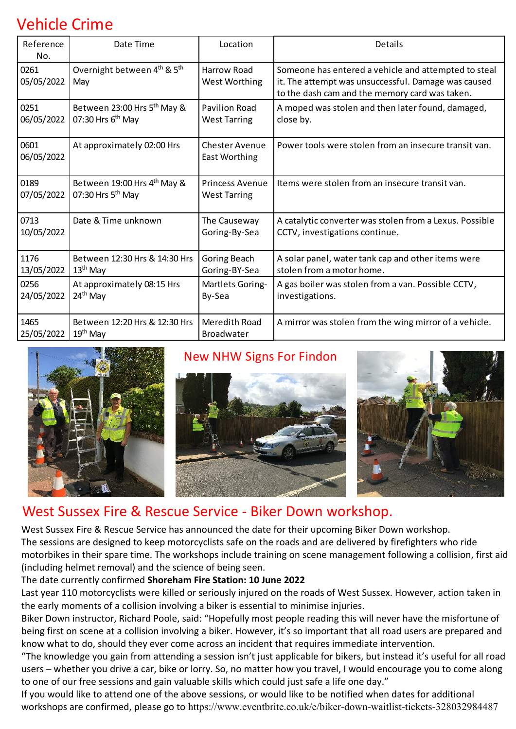# Vehicle Crime

| Reference No. | Date Time | Location | Details |
|---|---|---|---|
| 0261 05/05/2022 | Overnight between 4th & 5th May | Harrow Road West Worthing | Someone has entered a vehicle and attempted to steal it. The attempt was unsuccessful. Damage was caused to the dash cam and the memory card was taken. |
| 0251 06/05/2022 | Between 23:00 Hrs 5th May & 07:30 Hrs 6th May | Pavilion Road West Tarring | A moped was stolen and then later found, damaged, close by. |
| 0601 06/05/2022 | At approximately 02:00 Hrs | Chester Avenue East Worthing | Power tools were stolen from an insecure transit van. |
| 0189 07/05/2022 | Between 19:00 Hrs 4th May & 07:30 Hrs 5th May | Princess Avenue West Tarring | Items were stolen from an insecure transit van. |
| 0713 10/05/2022 | Date & Time unknown | The Causeway Goring-By-Sea | A catalytic converter was stolen from a Lexus. Possible CCTV, investigations continue. |
| 1176 13/05/2022 | Between 12:30 Hrs & 14:30 Hrs 13th May | Goring Beach Goring-BY-Sea | A solar panel, water tank cap and other items were stolen from a motor home. |
| 0256 24/05/2022 | At approximately 08:15 Hrs 24th May | Martlets Goring-By-Sea | A gas boiler was stolen from a van. Possible CCTV, investigations. |
| 1465 25/05/2022 | Between 12:20 Hrs & 12:30 Hrs 19th May | Meredith Road Broadwater | A mirror was stolen from the wing mirror of a vehicle. |

## New NHW Signs For Findon

## West Sussex Fire & Rescue Service - Biker Down workshop.

West Sussex Fire & Rescue Service has announced the date for their upcoming Biker Down workshop.
The sessions are designed to keep motorcyclists safe on the roads and are delivered by firefighters who ride motorbikes in their spare time. The workshops include training on scene management following a collision, first aid (including helmet removal) and the science of being seen.
The date currently confirmed **Shoreham Fire Station: 10 June 2022**
Last year 110 motorcyclists were killed or seriously injured on the roads of West Sussex. However, action taken in the early moments of a collision involving a biker is essential to minimise injuries.
Biker Down instructor, Richard Poole, said: "Hopefully most people reading this will never have the misfortune of being first on scene at a collision involving a biker. However, it's so important that all road users are prepared and know what to do, should they ever come across an incident that requires immediate intervention.
"The knowledge you gain from attending a session isn't just applicable for bikers, but instead it's useful for all road users – whether you drive a car, bike or lorry. So, no matter how you travel, I would encourage you to come along to one of our free sessions and gain valuable skills which could just safe a life one day."
If you would like to attend one of the above sessions, or would like to be notified when dates for additional workshops are confirmed, please go to https://www.eventbrite.co.uk/e/biker-down-waitlist-tickets-328032984487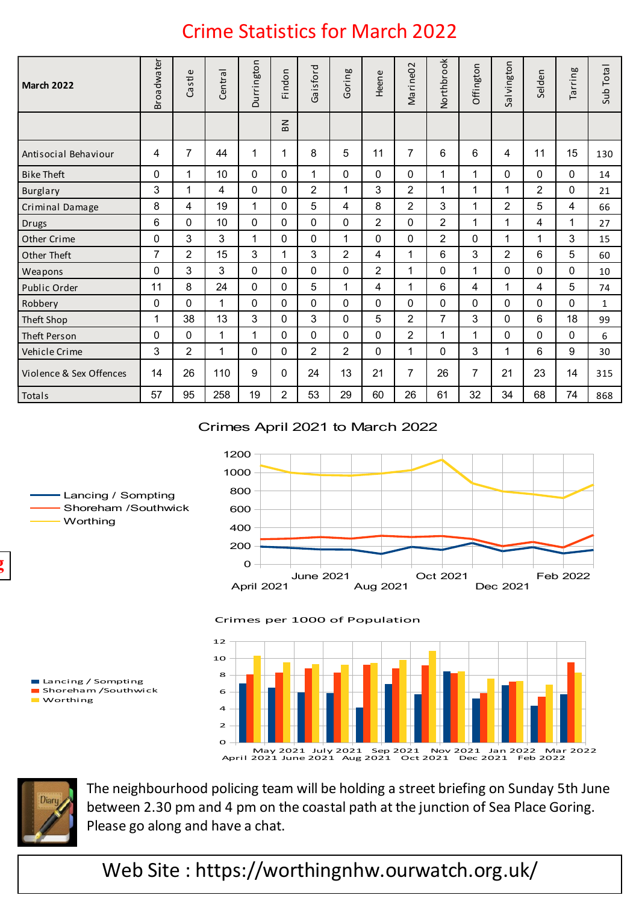# Crime Statistics for March 2022

| March 2022 | Broadwater | Castle | Central | Durrington | Findon | Gaisford | Goring | Heene | Marine02 | Northbrook | Offington | Salvington | Selden | Tarring | Sub Total |
|---|---|---|---|---|---|---|---|---|---|---|---|---|---|---|---|
| | | | | | BN | | | | | | | | | | |
| Antisocial Behaviour | 4 | 7 | 44 | 1 | 1 | 8 | 5 | 11 | 7 | 6 | 6 | 4 | 11 | 15 | 130 |
| Bike Theft | 0 | 1 | 10 | 0 | 0 | 1 | 0 | 0 | 0 | 1 | 1 | 0 | 0 | 0 | 14 |
| Burglary | 3 | 1 | 4 | 0 | 0 | 2 | 1 | 3 | 2 | 1 | 1 | 1 | 2 | 0 | 21 |
| Criminal Damage | 8 | 4 | 19 | 1 | 0 | 5 | 4 | 8 | 2 | 3 | 1 | 2 | 5 | 4 | 66 |
| Drugs | 6 | 0 | 10 | 0 | 0 | 0 | 0 | 2 | 0 | 2 | 1 | 1 | 4 | 1 | 27 |
| Other Crime | 0 | 3 | 3 | 1 | 0 | 0 | 1 | 0 | 0 | 2 | 0 | 1 | 1 | 3 | 15 |
| Other Theft | 7 | 2 | 15 | 3 | 1 | 3 | 2 | 4 | 1 | 6 | 3 | 2 | 6 | 5 | 60 |
| Weapons | 0 | 3 | 3 | 0 | 0 | 0 | 0 | 2 | 1 | 0 | 1 | 0 | 0 | 0 | 10 |
| Public Order | 11 | 8 | 24 | 0 | 0 | 5 | 1 | 4 | 1 | 6 | 4 | 1 | 4 | 5 | 74 |
| Robbery | 0 | 0 | 1 | 0 | 0 | 0 | 0 | 0 | 0 | 0 | 0 | 0 | 0 | 0 | 1 |
| Theft Shop | 1 | 38 | 13 | 3 | 0 | 3 | 0 | 5 | 2 | 7 | 3 | 0 | 6 | 18 | 99 |
| Theft Person | 0 | 0 | 1 | 1 | 0 | 0 | 0 | 0 | 2 | 1 | 1 | 0 | 0 | 0 | 6 |
| Vehicle Crime | 3 | 2 | 1 | 0 | 0 | 2 | 2 | 0 | 1 | 0 | 3 | 1 | 6 | 9 | 30 |
| Violence & Sex Offences | 14 | 26 | 110 | 9 | 0 | 24 | 13 | 21 | 7 | 26 | 7 | 21 | 23 | 14 | 315 |
| Totals | 57 | 95 | 258 | 19 | 2 | 53 | 29 | 60 | 26 | 61 | 32 | 34 | 68 | 74 | 868 |

Crimes April 2021 to March 2022

Lancing / Sompting
Shoreham /Southwick
Worthing

1200
1000
800
600
400
200
0

April 2021 June 2021 Aug 2021 Oct 2021 Dec 2021 Feb 2022

Crimes per 1000 of Population

Lancing / Sompting
Shoreham /Southwick
Worthing

12
10
8
6
4
2
0

April 2021 May 2021 June 2021 July 2021 Aug 2021 Sep 2021 Oct 2021 Nov 2021 Dec 2021 Jan 2022 Feb 2022 Mar 2022

The neighbourhood policing team will be holding a street briefing on Sunday 5th June between 2.30 pm and 4 pm on the coastal path at the junction of Sea Place Goring. Please go along and have a chat.

Web Site : https://worthingnhw.ourwatch.org.uk/